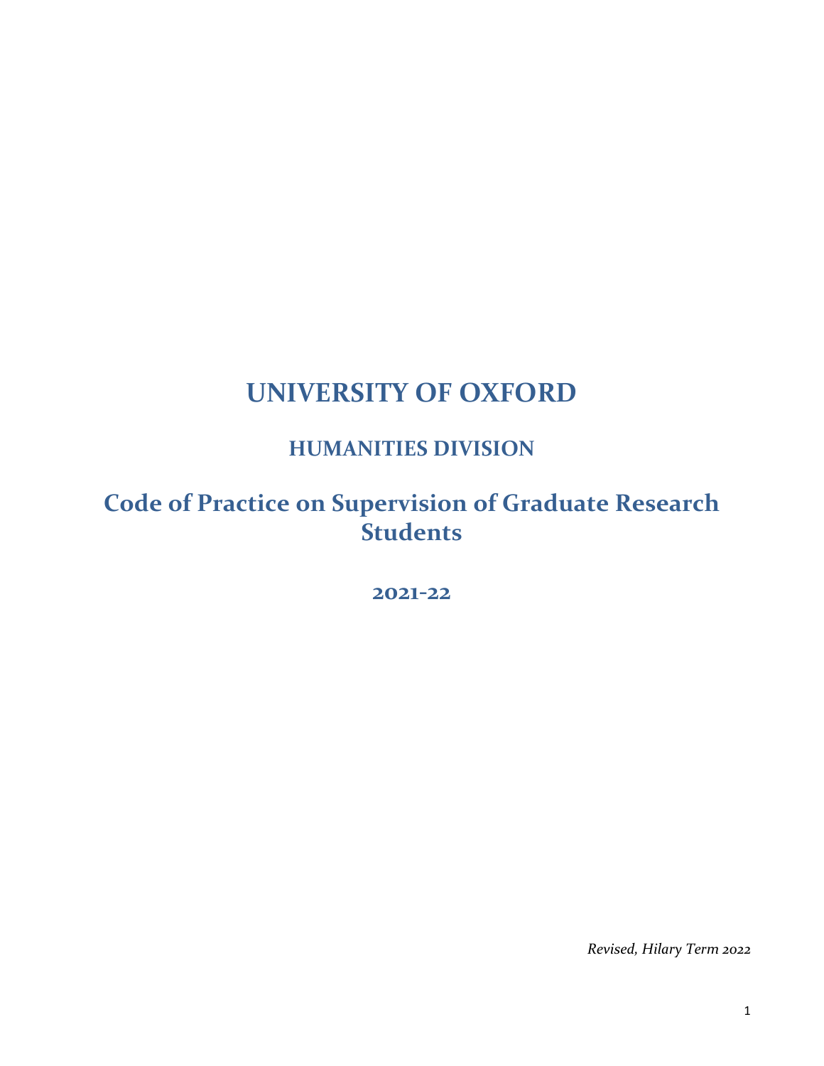# UNIVERSITY OF OXFORD

## HUMANITIES DIVISION

## Code of Practice on Supervision of Graduate Research Students

### 2021-22

*Revised, Hilary Term 2022*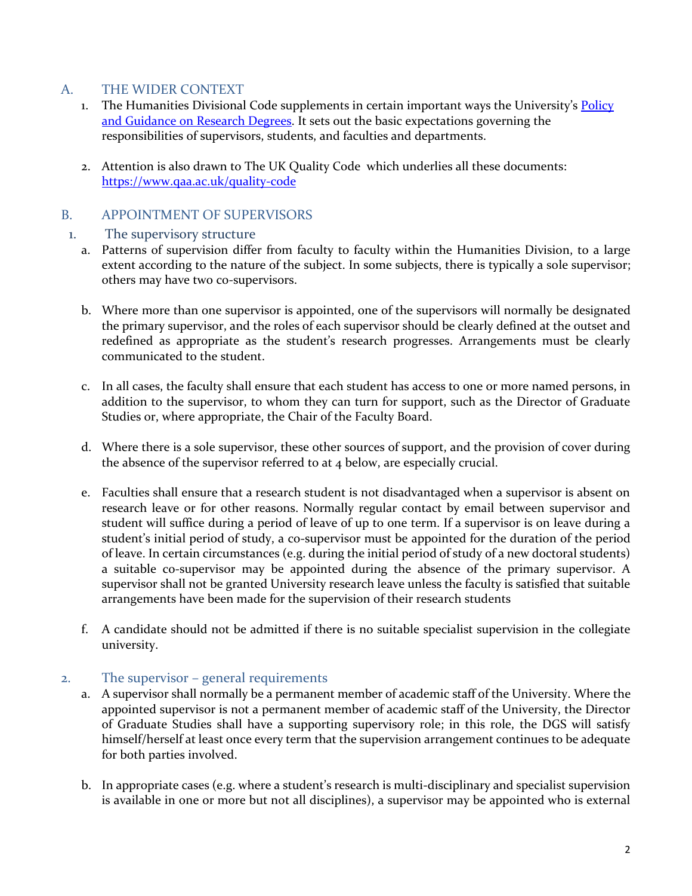## A. THE WIDER CONTEXT

1. The Humanities Divisional Code supplements in certain important ways the University's [Policy and Guidance on Research Degrees](). It sets out the basic expectations governing the responsibilities of supervisors, students, and faculties and departments.

2. Attention is also drawn to The UK Quality Code which underlies all these documents: https://www.qaa.ac.uk/quality-code

## B. APPOINTMENT OF SUPERVISORS

### 1. The supervisory structure

a. Patterns of supervision differ from faculty to faculty within the Humanities Division, to a large extent according to the nature of the subject. In some subjects, there is typically a sole supervisor; others may have two co-supervisors.

b. Where more than one supervisor is appointed, one of the supervisors will normally be designated the primary supervisor, and the roles of each supervisor should be clearly defined at the outset and redefined as appropriate as the student's research progresses. Arrangements must be clearly communicated to the student.

c. In all cases, the faculty shall ensure that each student has access to one or more named persons, in addition to the supervisor, to whom they can turn for support, such as the Director of Graduate Studies or, where appropriate, the Chair of the Faculty Board.

d. Where there is a sole supervisor, these other sources of support, and the provision of cover during the absence of the supervisor referred to at 4 below, are especially crucial.

e. Faculties shall ensure that a research student is not disadvantaged when a supervisor is absent on research leave or for other reasons. Normally regular contact by email between supervisor and student will suffice during a period of leave of up to one term. If a supervisor is on leave during a student's initial period of study, a co-supervisor must be appointed for the duration of the period of leave. In certain circumstances (e.g. during the initial period of study of a new doctoral students) a suitable co-supervisor may be appointed during the absence of the primary supervisor. A supervisor shall not be granted University research leave unless the faculty is satisfied that suitable arrangements have been made for the supervision of their research students

f. A candidate should not be admitted if there is no suitable specialist supervision in the collegiate university.

### 2. The supervisor – general requirements

a. A supervisor shall normally be a permanent member of academic staff of the University. Where the appointed supervisor is not a permanent member of academic staff of the University, the Director of Graduate Studies shall have a supporting supervisory role; in this role, the DGS will satisfy himself/herself at least once every term that the supervision arrangement continues to be adequate for both parties involved.

b. In appropriate cases (e.g. where a student's research is multi-disciplinary and specialist supervision is available in one or more but not all disciplines), a supervisor may be appointed who is external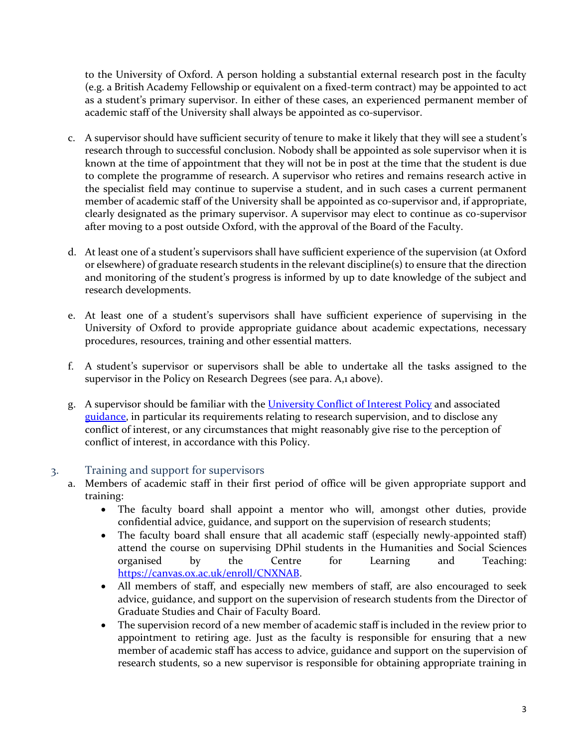to the University of Oxford. A person holding a substantial external research post in the faculty (e.g. a British Academy Fellowship or equivalent on a fixed-term contract) may be appointed to act as a student's primary supervisor. In either of these cases, an experienced permanent member of academic staff of the University shall always be appointed as co-supervisor.

c. A supervisor should have sufficient security of tenure to make it likely that they will see a student's research through to successful conclusion. Nobody shall be appointed as sole supervisor when it is known at the time of appointment that they will not be in post at the time that the student is due to complete the programme of research. A supervisor who retires and remains research active in the specialist field may continue to supervise a student, and in such cases a current permanent member of academic staff of the University shall be appointed as co-supervisor and, if appropriate, clearly designated as the primary supervisor. A supervisor may elect to continue as co-supervisor after moving to a post outside Oxford, with the approval of the Board of the Faculty.

d. At least one of a student's supervisors shall have sufficient experience of the supervision (at Oxford or elsewhere) of graduate research students in the relevant discipline(s) to ensure that the direction and monitoring of the student's progress is informed by up to date knowledge of the subject and research developments.

e. At least one of a student's supervisors shall have sufficient experience of supervising in the University of Oxford to provide appropriate guidance about academic expectations, necessary procedures, resources, training and other essential matters.

f. A student's supervisor or supervisors shall be able to undertake all the tasks assigned to the supervisor in the Policy on Research Degrees (see para. A,1 above).

g. A supervisor should be familiar with the [University Conflict of Interest Policy](#) and associated [guidance](#), in particular its requirements relating to research supervision, and to disclose any conflict of interest, or any circumstances that might reasonably give rise to the perception of conflict of interest, in accordance with this Policy.

## 3. Training and support for supervisors

a. Members of academic staff in their first period of office will be given appropriate support and training:
   - The faculty board shall appoint a mentor who will, amongst other duties, provide confidential advice, guidance, and support on the supervision of research students;
   - The faculty board shall ensure that all academic staff (especially newly-appointed staff) attend the course on supervising DPhil students in the Humanities and Social Sciences organised by the Centre for Learning and Teaching: https://canvas.ox.ac.uk/enroll/CNXNAB.
   - All members of staff, and especially new members of staff, are also encouraged to seek advice, guidance, and support on the supervision of research students from the Director of Graduate Studies and Chair of Faculty Board.
   - The supervision record of a new member of academic staff is included in the review prior to appointment to retiring age. Just as the faculty is responsible for ensuring that a new member of academic staff has access to advice, guidance and support on the supervision of research students, so a new supervisor is responsible for obtaining appropriate training in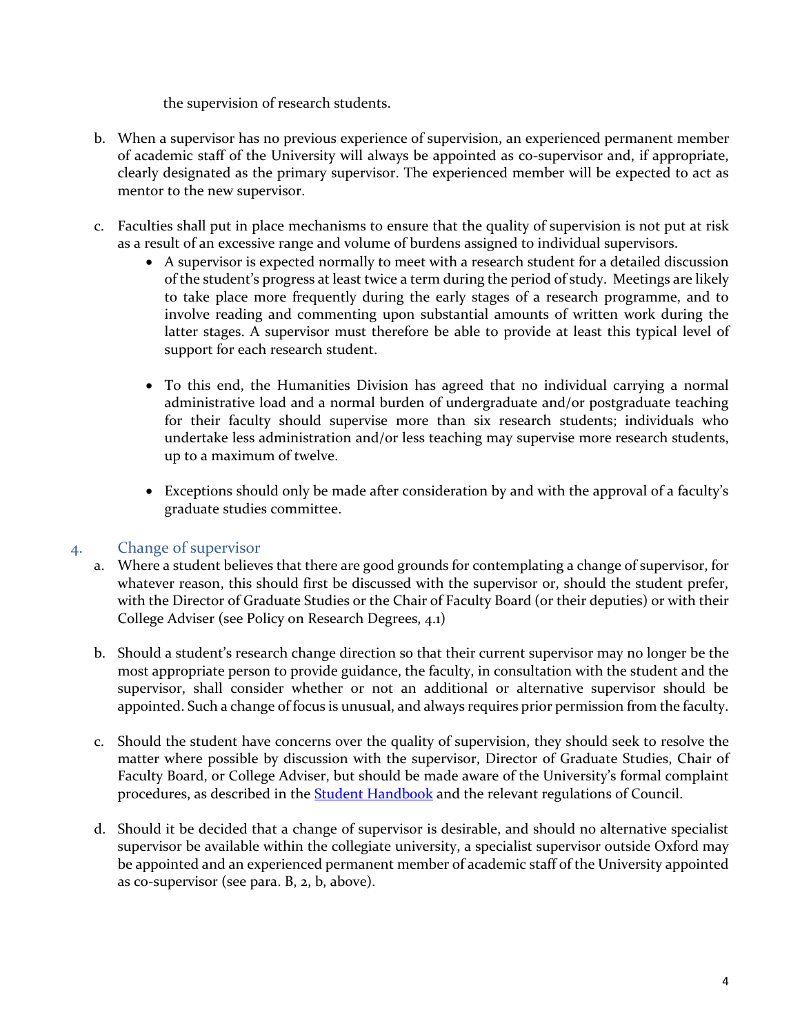the supervision of research students.

b. When a supervisor has no previous experience of supervision, an experienced permanent member of academic staff of the University will always be appointed as co-supervisor and, if appropriate, clearly designated as the primary supervisor. The experienced member will be expected to act as mentor to the new supervisor.

c. Faculties shall put in place mechanisms to ensure that the quality of supervision is not put at risk as a result of an excessive range and volume of burdens assigned to individual supervisors.
   - A supervisor is expected normally to meet with a research student for a detailed discussion of the student's progress at least twice a term during the period of study. Meetings are likely to take place more frequently during the early stages of a research programme, and to involve reading and commenting upon substantial amounts of written work during the latter stages. A supervisor must therefore be able to provide at least this typical level of support for each research student.

   - To this end, the Humanities Division has agreed that no individual carrying a normal administrative load and a normal burden of undergraduate and/or postgraduate teaching for their faculty should supervise more than six research students; individuals who undertake less administration and/or less teaching may supervise more research students, up to a maximum of twelve.

   - Exceptions should only be made after consideration by and with the approval of a faculty's graduate studies committee.

## 4. Change of supervisor

a. Where a student believes that there are good grounds for contemplating a change of supervisor, for whatever reason, this should first be discussed with the supervisor or, should the student prefer, with the Director of Graduate Studies or the Chair of Faculty Board (or their deputies) or with their College Adviser (see Policy on Research Degrees, 4.1)

b. Should a student's research change direction so that their current supervisor may no longer be the most appropriate person to provide guidance, the faculty, in consultation with the student and the supervisor, shall consider whether or not an additional or alternative supervisor should be appointed. Such a change of focus is unusual, and always requires prior permission from the faculty.

c. Should the student have concerns over the quality of supervision, they should seek to resolve the matter where possible by discussion with the supervisor, Director of Graduate Studies, Chair of Faculty Board, or College Adviser, but should be made aware of the University's formal complaint procedures, as described in the [Student Handbook] and the relevant regulations of Council.

d. Should it be decided that a change of supervisor is desirable, and should no alternative specialist supervisor be available within the collegiate university, a specialist supervisor outside Oxford may be appointed and an experienced permanent member of academic staff of the University appointed as co-supervisor (see para. B, 2, b, above).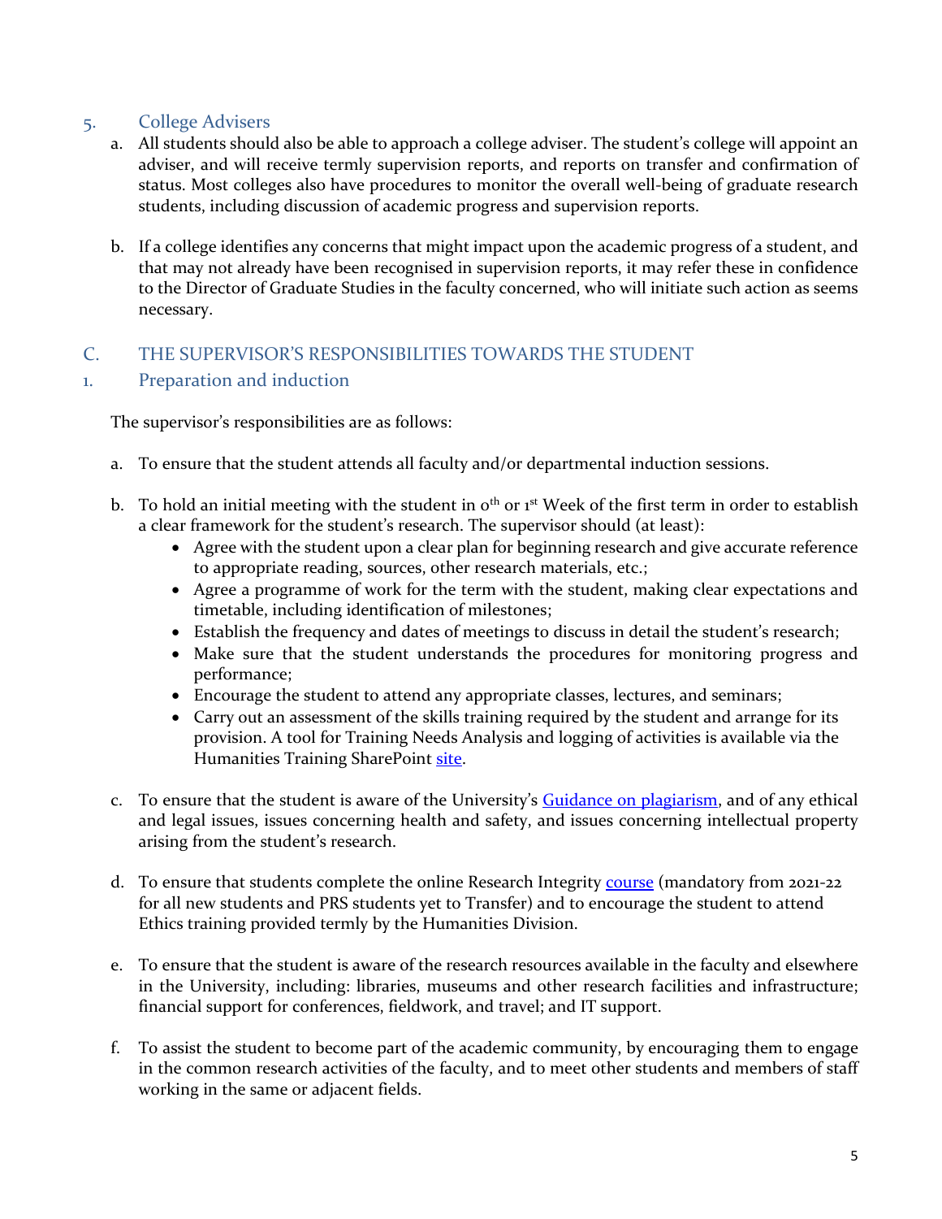## 5. College Advisers

a. All students should also be able to approach a college adviser. The student's college will appoint an adviser, and will receive termly supervision reports, and reports on transfer and confirmation of status. Most colleges also have procedures to monitor the overall well-being of graduate research students, including discussion of academic progress and supervision reports.

b. If a college identifies any concerns that might impact upon the academic progress of a student, and that may not already have been recognised in supervision reports, it may refer these in confidence to the Director of Graduate Studies in the faculty concerned, who will initiate such action as seems necessary.

# C. THE SUPERVISOR'S RESPONSIBILITIES TOWARDS THE STUDENT

## 1. Preparation and induction

The supervisor's responsibilities are as follows:

a. To ensure that the student attends all faculty and/or departmental induction sessions.

b. To hold an initial meeting with the student in 0th or 1st Week of the first term in order to establish a clear framework for the student's research. The supervisor should (at least):
   - Agree with the student upon a clear plan for beginning research and give accurate reference to appropriate reading, sources, other research materials, etc.;
   - Agree a programme of work for the term with the student, making clear expectations and timetable, including identification of milestones;
   - Establish the frequency and dates of meetings to discuss in detail the student's research;
   - Make sure that the student understands the procedures for monitoring progress and performance;
   - Encourage the student to attend any appropriate classes, lectures, and seminars;
   - Carry out an assessment of the skills training required by the student and arrange for its provision. A tool for Training Needs Analysis and logging of activities is available via the Humanities Training SharePoint site.

c. To ensure that the student is aware of the University's Guidance on plagiarism, and of any ethical and legal issues, issues concerning health and safety, and issues concerning intellectual property arising from the student's research.

d. To ensure that students complete the online Research Integrity course (mandatory from 2021-22 for all new students and PRS students yet to Transfer) and to encourage the student to attend Ethics training provided termly by the Humanities Division.

e. To ensure that the student is aware of the research resources available in the faculty and elsewhere in the University, including: libraries, museums and other research facilities and infrastructure; financial support for conferences, fieldwork, and travel; and IT support.

f. To assist the student to become part of the academic community, by encouraging them to engage in the common research activities of the faculty, and to meet other students and members of staff working in the same or adjacent fields.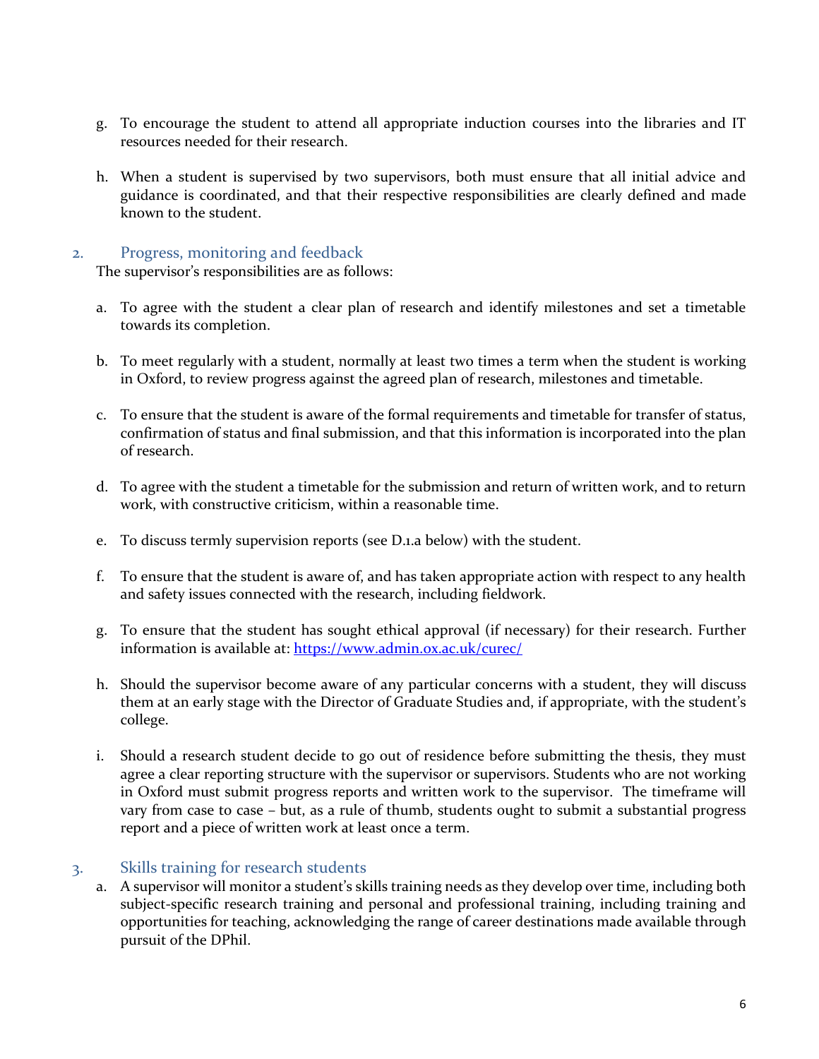g. To encourage the student to attend all appropriate induction courses into the libraries and IT resources needed for their research.

h. When a student is supervised by two supervisors, both must ensure that all initial advice and guidance is coordinated, and that their respective responsibilities are clearly defined and made known to the student.

## 2. Progress, monitoring and feedback

The supervisor's responsibilities are as follows:

a. To agree with the student a clear plan of research and identify milestones and set a timetable towards its completion.

b. To meet regularly with a student, normally at least two times a term when the student is working in Oxford, to review progress against the agreed plan of research, milestones and timetable.

c. To ensure that the student is aware of the formal requirements and timetable for transfer of status, confirmation of status and final submission, and that this information is incorporated into the plan of research.

d. To agree with the student a timetable for the submission and return of written work, and to return work, with constructive criticism, within a reasonable time.

e. To discuss termly supervision reports (see D.1.a below) with the student.

f. To ensure that the student is aware of, and has taken appropriate action with respect to any health and safety issues connected with the research, including fieldwork.

g. To ensure that the student has sought ethical approval (if necessary) for their research. Further information is available at: [https://www.admin.ox.ac.uk/curec/](https://www.admin.ox.ac.uk/curec/)

h. Should the supervisor become aware of any particular concerns with a student, they will discuss them at an early stage with the Director of Graduate Studies and, if appropriate, with the student's college.

i. Should a research student decide to go out of residence before submitting the thesis, they must agree a clear reporting structure with the supervisor or supervisors. Students who are not working in Oxford must submit progress reports and written work to the supervisor. The timeframe will vary from case to case – but, as a rule of thumb, students ought to submit a substantial progress report and a piece of written work at least once a term.

## 3. Skills training for research students

a. A supervisor will monitor a student's skills training needs as they develop over time, including both subject-specific research training and personal and professional training, including training and opportunities for teaching, acknowledging the range of career destinations made available through pursuit of the DPhil.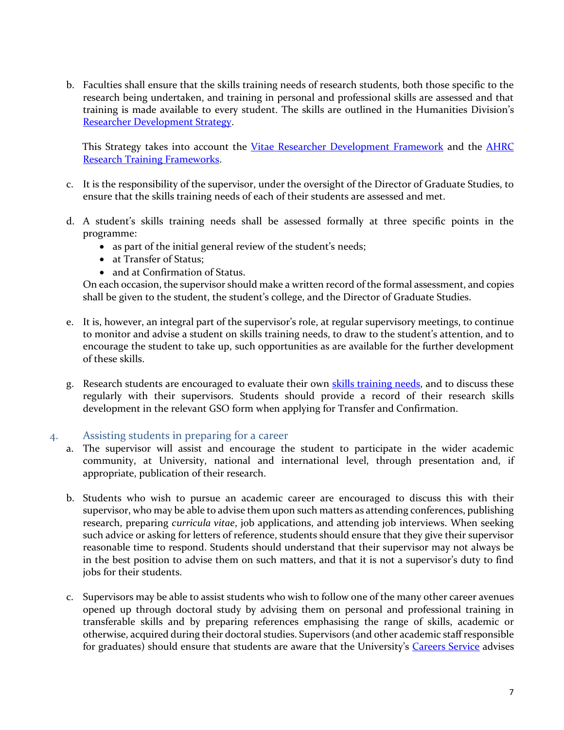b. Faculties shall ensure that the skills training needs of research students, both those specific to the research being undertaken, and training in personal and professional skills are assessed and that training is made available to every student. The skills are outlined in the Humanities Division's Researcher Development Strategy.

   This Strategy takes into account the Vitae Researcher Development Framework and the AHRC Research Training Frameworks.

c. It is the responsibility of the supervisor, under the oversight of the Director of Graduate Studies, to ensure that the skills training needs of each of their students are assessed and met.

d. A student's skills training needs shall be assessed formally at three specific points in the programme:
   - as part of the initial general review of the student's needs;
   - at Transfer of Status;
   - and at Confirmation of Status.

   On each occasion, the supervisor should make a written record of the formal assessment, and copies shall be given to the student, the student's college, and the Director of Graduate Studies.

e. It is, however, an integral part of the supervisor's role, at regular supervisory meetings, to continue to monitor and advise a student on skills training needs, to draw to the student's attention, and to encourage the student to take up, such opportunities as are available for the further development of these skills.

g. Research students are encouraged to evaluate their own skills training needs, and to discuss these regularly with their supervisors. Students should provide a record of their research skills development in the relevant GSO form when applying for Transfer and Confirmation.

## 4. Assisting students in preparing for a career

a. The supervisor will assist and encourage the student to participate in the wider academic community, at University, national and international level, through presentation and, if appropriate, publication of their research.

b. Students who wish to pursue an academic career are encouraged to discuss this with their supervisor, who may be able to advise them upon such matters as attending conferences, publishing research, preparing *curricula vitae*, job applications, and attending job interviews. When seeking such advice or asking for letters of reference, students should ensure that they give their supervisor reasonable time to respond. Students should understand that their supervisor may not always be in the best position to advise them on such matters, and that it is not a supervisor's duty to find jobs for their students.

c. Supervisors may be able to assist students who wish to follow one of the many other career avenues opened up through doctoral study by advising them on personal and professional training in transferable skills and by preparing references emphasising the range of skills, academic or otherwise, acquired during their doctoral studies. Supervisors (and other academic staff responsible for graduates) should ensure that students are aware that the University's Careers Service advises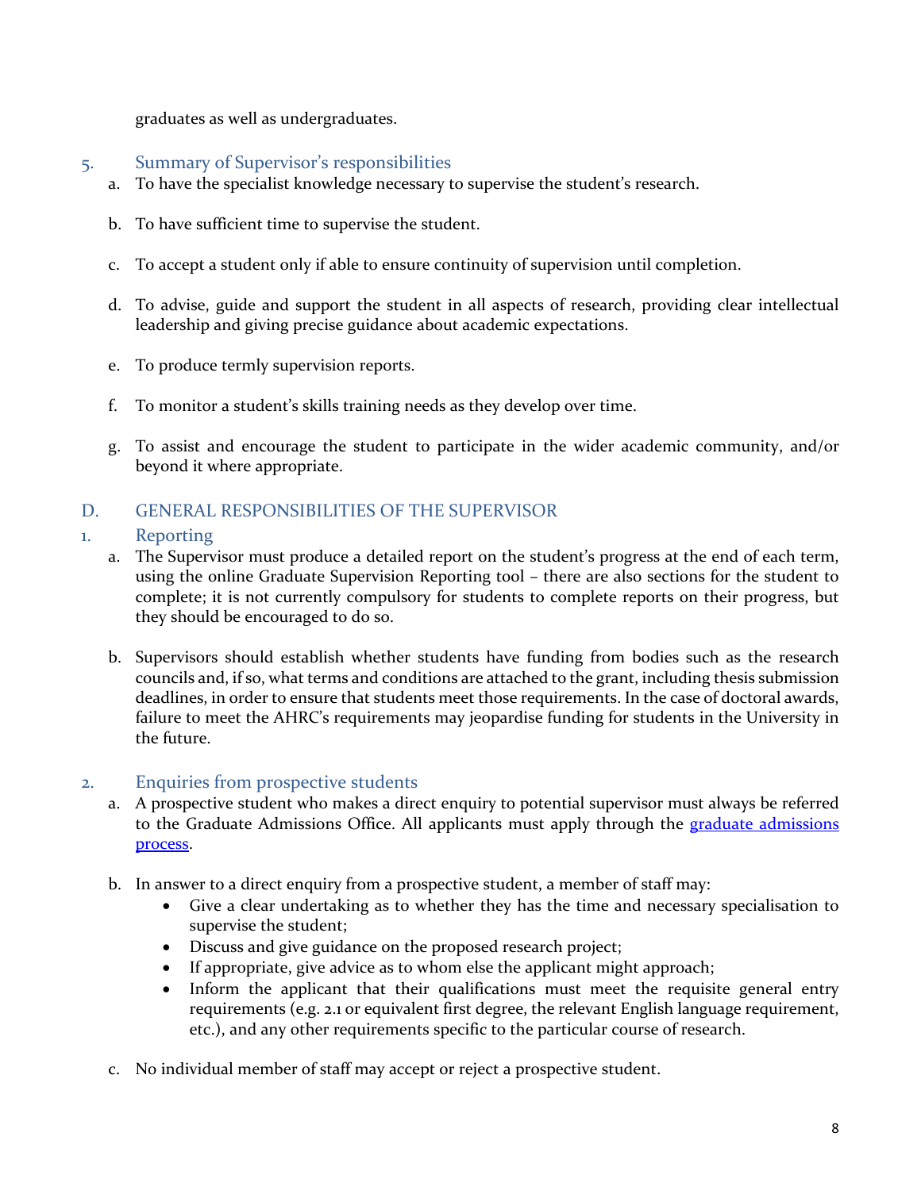graduates as well as undergraduates.

### 5. Summary of Supervisor's responsibilities

a. To have the specialist knowledge necessary to supervise the student's research.

b. To have sufficient time to supervise the student.

c. To accept a student only if able to ensure continuity of supervision until completion.

d. To advise, guide and support the student in all aspects of research, providing clear intellectual leadership and giving precise guidance about academic expectations.

e. To produce termly supervision reports.

f. To monitor a student's skills training needs as they develop over time.

g. To assist and encourage the student to participate in the wider academic community, and/or beyond it where appropriate.

## D. GENERAL RESPONSIBILITIES OF THE SUPERVISOR

### 1. Reporting

a. The Supervisor must produce a detailed report on the student's progress at the end of each term, using the online Graduate Supervision Reporting tool – there are also sections for the student to complete; it is not currently compulsory for students to complete reports on their progress, but they should be encouraged to do so.

b. Supervisors should establish whether students have funding from bodies such as the research councils and, if so, what terms and conditions are attached to the grant, including thesis submission deadlines, in order to ensure that students meet those requirements. In the case of doctoral awards, failure to meet the AHRC's requirements may jeopardise funding for students in the University in the future.

### 2. Enquiries from prospective students

a. A prospective student who makes a direct enquiry to potential supervisor must always be referred to the Graduate Admissions Office. All applicants must apply through the [graduate admissions process](#).

b. In answer to a direct enquiry from a prospective student, a member of staff may:
   - Give a clear undertaking as to whether they has the time and necessary specialisation to supervise the student;
   - Discuss and give guidance on the proposed research project;
   - If appropriate, give advice as to whom else the applicant might approach;
   - Inform the applicant that their qualifications must meet the requisite general entry requirements (e.g. 2.1 or equivalent first degree, the relevant English language requirement, etc.), and any other requirements specific to the particular course of research.

c. No individual member of staff may accept or reject a prospective student.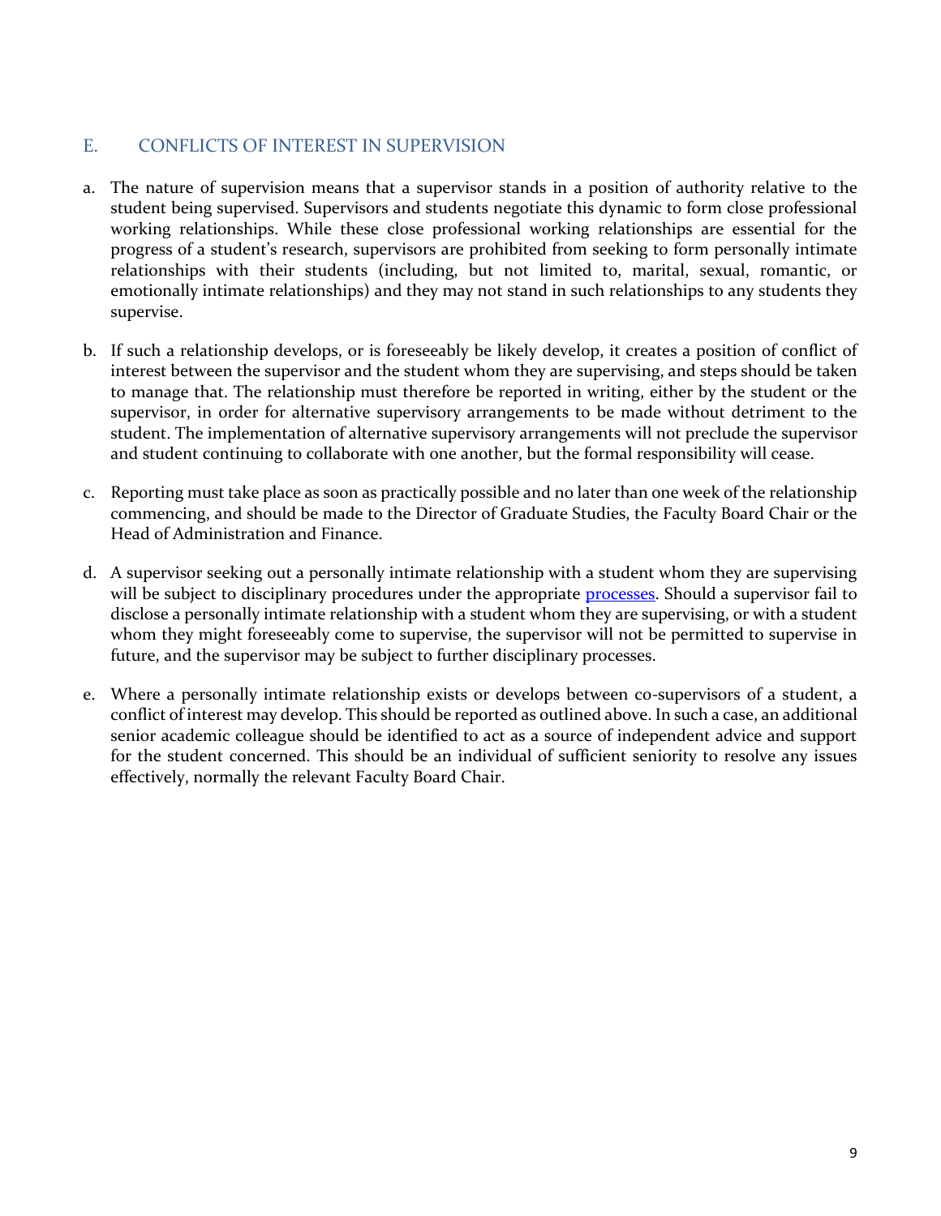## E. CONFLICTS OF INTEREST IN SUPERVISION

a. The nature of supervision means that a supervisor stands in a position of authority relative to the student being supervised. Supervisors and students negotiate this dynamic to form close professional working relationships. While these close professional working relationships are essential for the progress of a student's research, supervisors are prohibited from seeking to form personally intimate relationships with their students (including, but not limited to, marital, sexual, romantic, or emotionally intimate relationships) and they may not stand in such relationships to any students they supervise.

b. If such a relationship develops, or is foreseeably be likely develop, it creates a position of conflict of interest between the supervisor and the student whom they are supervising, and steps should be taken to manage that. The relationship must therefore be reported in writing, either by the student or the supervisor, in order for alternative supervisory arrangements to be made without detriment to the student. The implementation of alternative supervisory arrangements will not preclude the supervisor and student continuing to collaborate with one another, but the formal responsibility will cease.

c. Reporting must take place as soon as practically possible and no later than one week of the relationship commencing, and should be made to the Director of Graduate Studies, the Faculty Board Chair or the Head of Administration and Finance.

d. A supervisor seeking out a personally intimate relationship with a student whom they are supervising will be subject to disciplinary procedures under the appropriate processes. Should a supervisor fail to disclose a personally intimate relationship with a student whom they are supervising, or with a student whom they might foreseeably come to supervise, the supervisor will not be permitted to supervise in future, and the supervisor may be subject to further disciplinary processes.

e. Where a personally intimate relationship exists or develops between co-supervisors of a student, a conflict of interest may develop. This should be reported as outlined above. In such a case, an additional senior academic colleague should be identified to act as a source of independent advice and support for the student concerned. This should be an individual of sufficient seniority to resolve any issues effectively, normally the relevant Faculty Board Chair.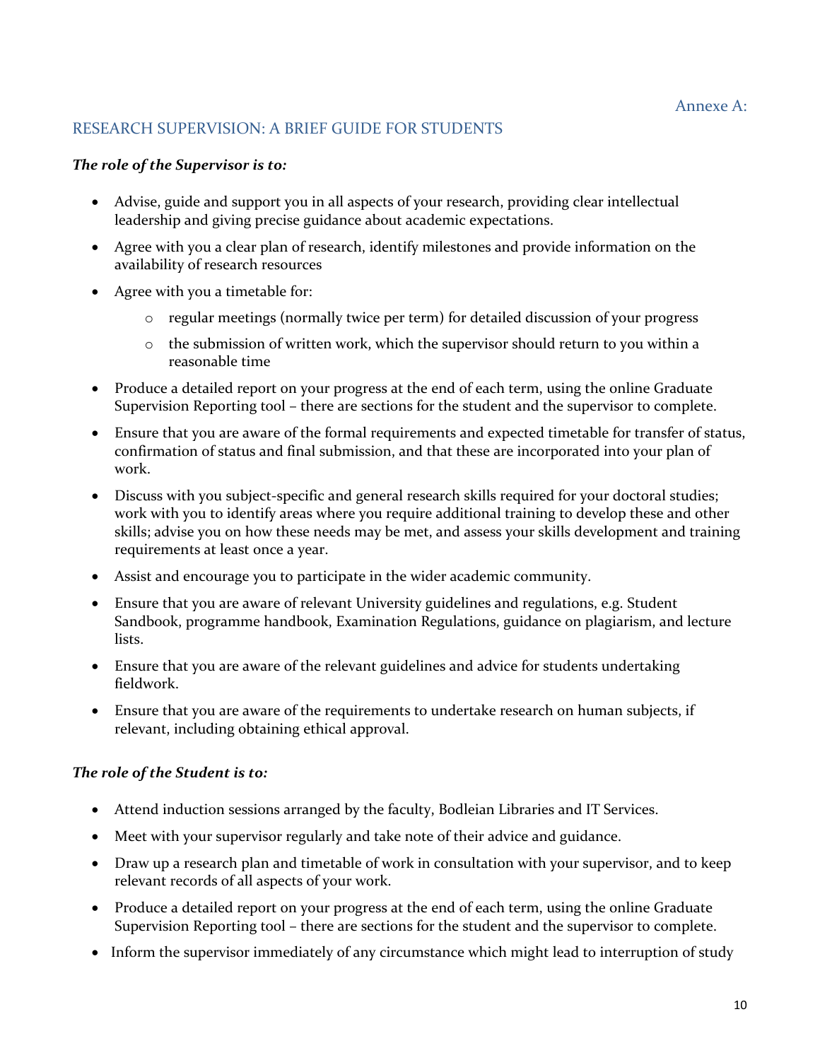Annexe A:

## RESEARCH SUPERVISION: A BRIEF GUIDE FOR STUDENTS

***The role of the Supervisor is to:***

- Advise, guide and support you in all aspects of your research, providing clear intellectual leadership and giving precise guidance about academic expectations.
- Agree with you a clear plan of research, identify milestones and provide information on the availability of research resources
- Agree with you a timetable for:
    - regular meetings (normally twice per term) for detailed discussion of your progress
    - the submission of written work, which the supervisor should return to you within a reasonable time
- Produce a detailed report on your progress at the end of each term, using the online Graduate Supervision Reporting tool – there are sections for the student and the supervisor to complete.
- Ensure that you are aware of the formal requirements and expected timetable for transfer of status, confirmation of status and final submission, and that these are incorporated into your plan of work.
- Discuss with you subject-specific and general research skills required for your doctoral studies; work with you to identify areas where you require additional training to develop these and other skills; advise you on how these needs may be met, and assess your skills development and training requirements at least once a year.
- Assist and encourage you to participate in the wider academic community.
- Ensure that you are aware of relevant University guidelines and regulations, e.g. Student Sandbook, programme handbook, Examination Regulations, guidance on plagiarism, and lecture lists.
- Ensure that you are aware of the relevant guidelines and advice for students undertaking fieldwork.
- Ensure that you are aware of the requirements to undertake research on human subjects, if relevant, including obtaining ethical approval.

***The role of the Student is to:***

- Attend induction sessions arranged by the faculty, Bodleian Libraries and IT Services.
- Meet with your supervisor regularly and take note of their advice and guidance.
- Draw up a research plan and timetable of work in consultation with your supervisor, and to keep relevant records of all aspects of your work.
- Produce a detailed report on your progress at the end of each term, using the online Graduate Supervision Reporting tool – there are sections for the student and the supervisor to complete.
- Inform the supervisor immediately of any circumstance which might lead to interruption of study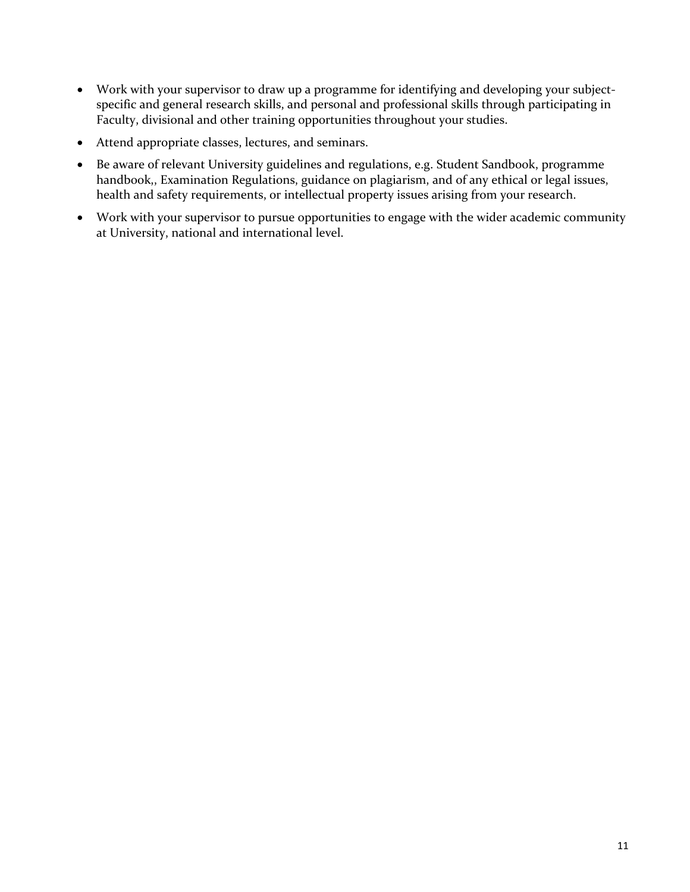- Work with your supervisor to draw up a programme for identifying and developing your subject-specific and general research skills, and personal and professional skills through participating in Faculty, divisional and other training opportunities throughout your studies.
- Attend appropriate classes, lectures, and seminars.
- Be aware of relevant University guidelines and regulations, e.g. Student Sandbook, programme handbook,, Examination Regulations, guidance on plagiarism, and of any ethical or legal issues, health and safety requirements, or intellectual property issues arising from your research.
- Work with your supervisor to pursue opportunities to engage with the wider academic community at University, national and international level.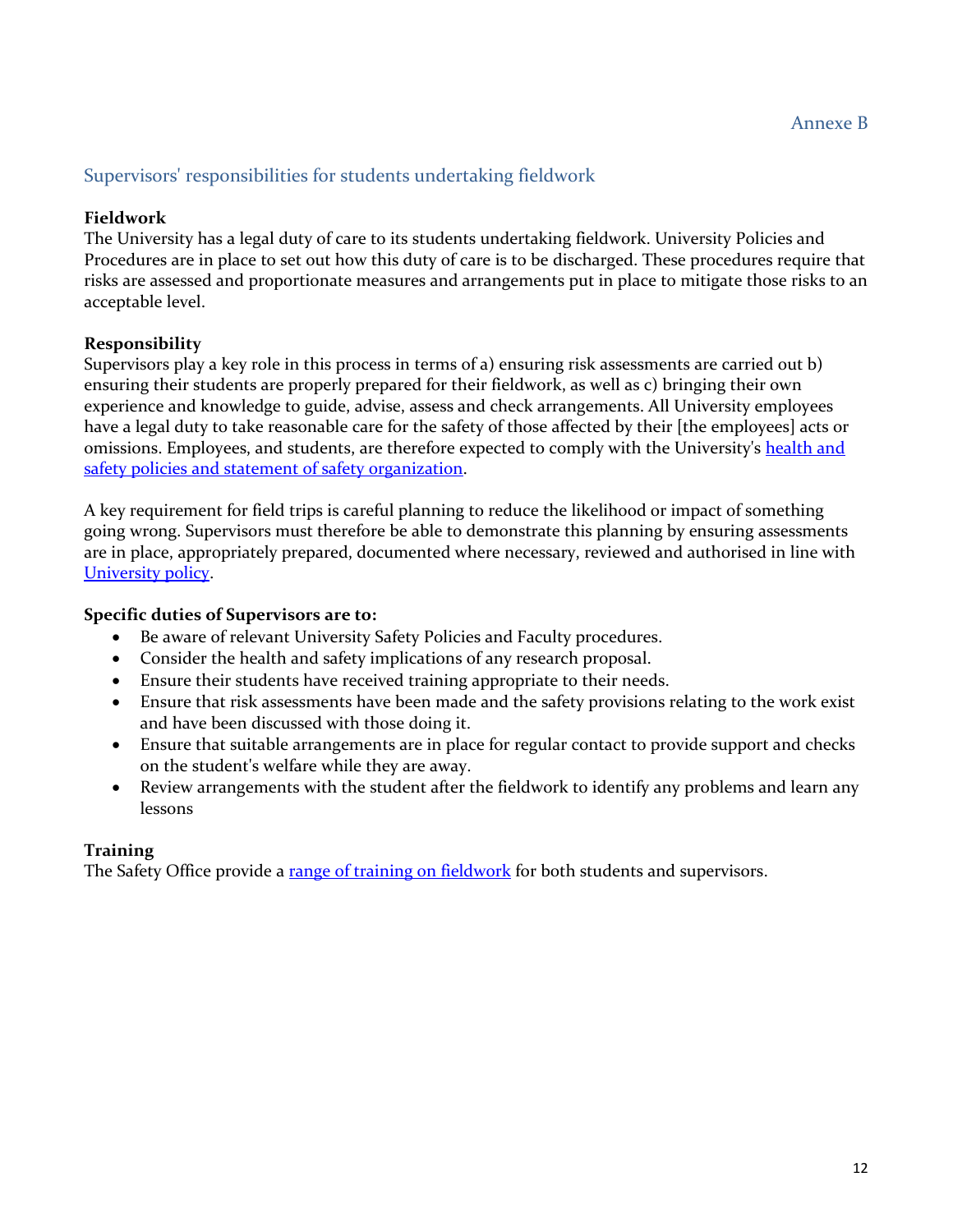Annexe B

## Supervisors' responsibilities for students undertaking fieldwork

**Fieldwork**

The University has a legal duty of care to its students undertaking fieldwork. University Policies and Procedures are in place to set out how this duty of care is to be discharged. These procedures require that risks are assessed and proportionate measures and arrangements put in place to mitigate those risks to an acceptable level.

**Responsibility**

Supervisors play a key role in this process in terms of a) ensuring risk assessments are carried out b) ensuring their students are properly prepared for their fieldwork, as well as c) bringing their own experience and knowledge to guide, advise, assess and check arrangements. All University employees have a legal duty to take reasonable care for the safety of those affected by their [the employees] acts or omissions. Employees, and students, are therefore expected to comply with the University's health and safety policies and statement of safety organization.

A key requirement for field trips is careful planning to reduce the likelihood or impact of something going wrong. Supervisors must therefore be able to demonstrate this planning by ensuring assessments are in place, appropriately prepared, documented where necessary, reviewed and authorised in line with University policy.

**Specific duties of Supervisors are to:**

- Be aware of relevant University Safety Policies and Faculty procedures.
- Consider the health and safety implications of any research proposal.
- Ensure their students have received training appropriate to their needs.
- Ensure that risk assessments have been made and the safety provisions relating to the work exist and have been discussed with those doing it.
- Ensure that suitable arrangements are in place for regular contact to provide support and checks on the student's welfare while they are away.
- Review arrangements with the student after the fieldwork to identify any problems and learn any lessons

**Training**

The Safety Office provide a range of training on fieldwork for both students and supervisors.